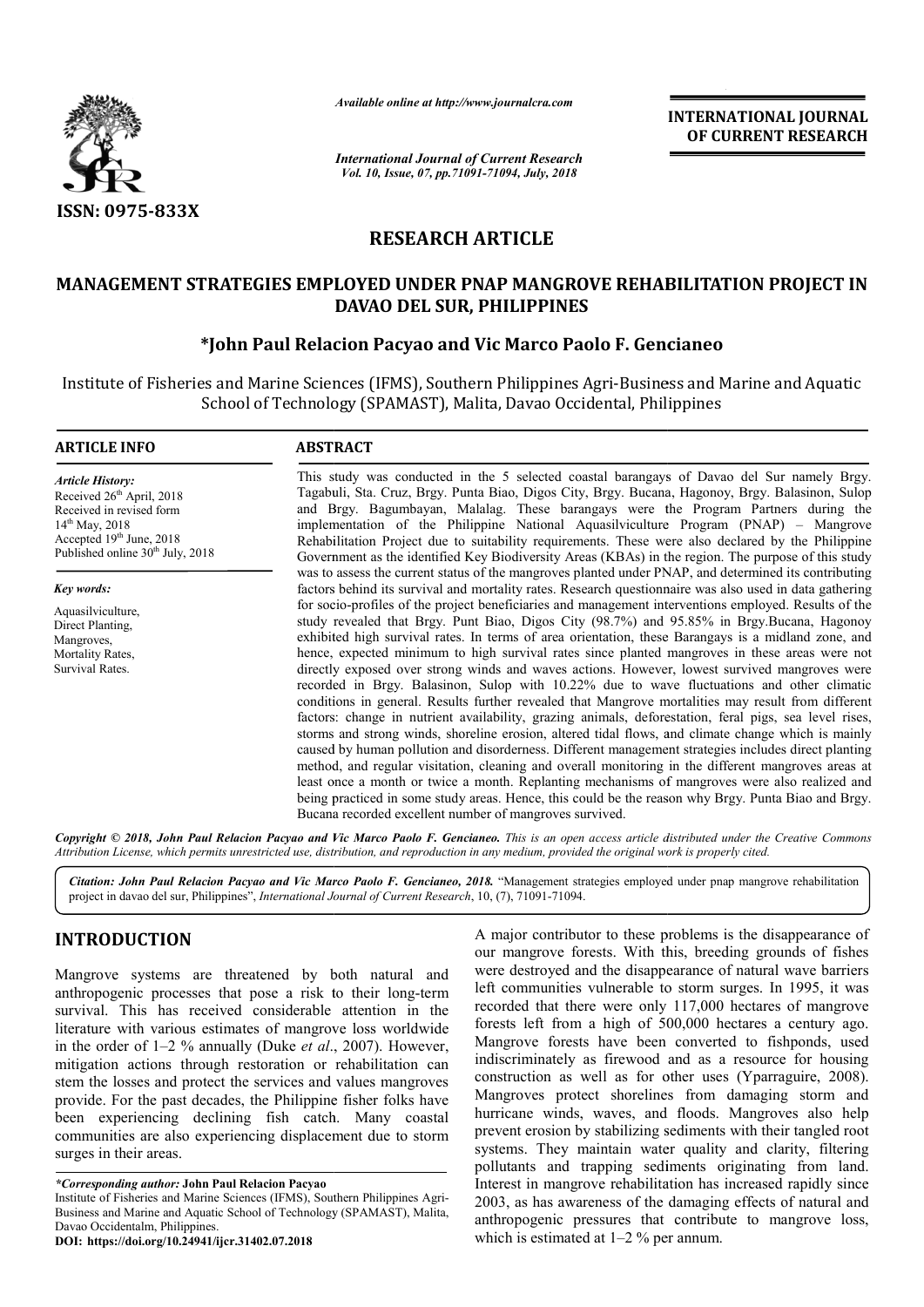*Available online at http://www.journalcra.com*

*International Journal of Current Research*
*Vol. 10, Issue, 07, pp.71091-71094, July, 2018*

**INTERNATIONAL JOURNAL OF CURRENT RESEARCH**

**ISSN: 0975-833X**

## RESEARCH ARTICLE

# MANAGEMENT STRATEGIES EMPLOYED UNDER PNAP MANGROVE REHABILITATION PROJECT IN DAVAO DEL SUR, PHILIPPINES

**\*John Paul Relacion Pacyao and Vic Marco Paolo F. Gencianeo**

Institute of Fisheries and Marine Sciences (IFMS), Southern Philippines Agri-Business and Marine and Aquatic School of Technology (SPAMAST), Malita, Davao Occidental, Philippines

### ARTICLE INFO

*Article History:*
Received 26th April, 2018
Received in revised form
14th May, 2018
Accepted 19th June, 2018
Published online 30th July, 2018

*Key words:*
Aquasilviculture,
Direct Planting,
Mangroves,
Mortality Rates,
Survival Rates.

### ABSTRACT

This study was conducted in the 5 selected coastal barangays of Davao del Sur namely Brgy. Tagabuli, Sta. Cruz, Brgy. Punta Biao, Digos City, Brgy. Bucana, Hagonoy, Brgy. Balasinon, Sulop and Brgy. Bagumbayan, Malalag. These barangays were the Program Partners during the implementation of the Philippine National Aquasilviculture Program (PNAP) – Mangrove Rehabilitation Project due to suitability requirements. These were also declared by the Philippine Government as the identified Key Biodiversity Areas (KBAs) in the region. The purpose of this study was to assess the current status of the mangroves planted under PNAP, and determined its contributing factors behind its survival and mortality rates. Research questionnaire was also used in data gathering for socio-profiles of the project beneficiaries and management interventions employed. Results of the study revealed that Brgy. Punt Biao, Digos City (98.7%) and 95.85% in Brgy.Bucana, Hagonoy exhibited high survival rates. In terms of area orientation, these Barangays is a midland zone, and hence, expected minimum to high survival rates since planted mangroves in these areas were not directly exposed over strong winds and waves actions. However, lowest survived mangroves were recorded in Brgy. Balasinon, Sulop with 10.22% due to wave fluctuations and other climatic conditions in general. Results further revealed that Mangrove mortalities may result from different factors: change in nutrient availability, grazing animals, deforestation, feral pigs, sea level rises, storms and strong winds, shoreline erosion, altered tidal flows, and climate change which is mainly caused by human pollution and disorderness. Different management strategies includes direct planting method, and regular visitation, cleaning and overall monitoring in the different mangroves areas at least once a month or twice a month. Replanting mechanisms of mangroves were also realized and being practiced in some study areas. Hence, this could be the reason why Brgy. Punta Biao and Brgy. Bucana recorded excellent number of mangroves survived.

*Copyright © 2018, John Paul Relacion Pacyao and Vic Marco Paolo F. Gencianeo. This is an open access article distributed under the Creative Commons Attribution License, which permits unrestricted use, distribution, and reproduction in any medium, provided the original work is properly cited.*

***Citation: John Paul Relacion Pacyao and Vic Marco Paolo F. Gencianeo, 2018.*** "Management strategies employed under pnap mangrove rehabilitation project in davao del sur, Philippines", *International Journal of Current Research*, 10, (7), 71091-71094.

## INTRODUCTION

Mangrove systems are threatened by both natural and anthropogenic processes that pose a risk to their long-term survival. This has received considerable attention in the literature with various estimates of mangrove loss worldwide in the order of 1–2 % annually (Duke *et al*., 2007). However, mitigation actions through restoration or rehabilitation can stem the losses and protect the services and values mangroves provide. For the past decades, the Philippine fisher folks have been experiencing declining fish catch. Many coastal communities are also experiencing displacement due to storm surges in their areas.

A major contributor to these problems is the disappearance of our mangrove forests. With this, breeding grounds of fishes were destroyed and the disappearance of natural wave barriers left communities vulnerable to storm surges. In 1995, it was recorded that there were only 117,000 hectares of mangrove forests left from a high of 500,000 hectares a century ago. Mangrove forests have been converted to fishponds, used indiscriminately as firewood and as a resource for housing construction as well as for other uses (Yparraguire, 2008). Mangroves protect shorelines from damaging storm and hurricane winds, waves, and floods. Mangroves also help prevent erosion by stabilizing sediments with their tangled root systems. They maintain water quality and clarity, filtering pollutants and trapping sediments originating from land. Interest in mangrove rehabilitation has increased rapidly since 2003, as has awareness of the damaging effects of natural and anthropogenic pressures that contribute to mangrove loss, which is estimated at 1–2 % per annum.

*\*Corresponding author:* **John Paul Relacion Pacyao**
Institute of Fisheries and Marine Sciences (IFMS), Southern Philippines Agri-Business and Marine and Aquatic School of Technology (SPAMAST), Malita, Davao Occidentalm, Philippines.
**DOI: https://doi.org/10.24941/ijcr.31402.07.2018**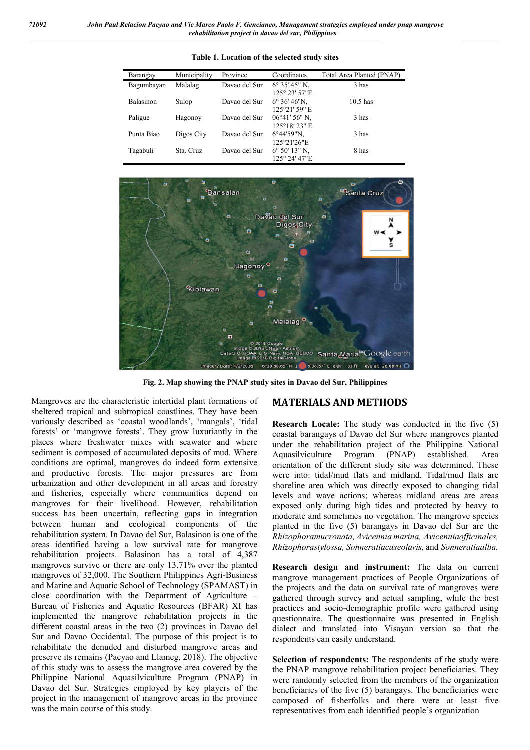**Table 1. Location of the selected study sites**

| Barangay | Municipality | Province | Coordinates | Total Area Planted (PNAP) |
|---|---|---|---|---|
| Bagumbayan | Malalag | Davao del Sur | 6° 35' 45" N, 125° 23' 57"E | 3 has |
| Balasinon | Sulop | Davao del Sur | 6° 36' 46"N, 125°21' 59" E | 10.5 has |
| Paligue | Hagonoy | Davao del Sur | 06°41′ 56" N, 125°18′ 23" E | 3 has |
| Punta Biao | Digos City | Davao del Sur | 6°44'59"N, 125°21'26"E | 3 has |
| Tagabuli | Sta. Cruz | Davao del Sur | 6° 50' 13" N, 125° 24' 47"E | 8 has |

**Fig. 2. Map showing the PNAP study sites in Davao del Sur, Philippines**

Mangroves are the characteristic intertidal plant formations of sheltered tropical and subtropical coastlines. They have been variously described as 'coastal woodlands', 'mangals', 'tidal forests' or 'mangrove forests'. They grow luxuriantly in the places where freshwater mixes with seawater and where sediment is composed of accumulated deposits of mud. Where conditions are optimal, mangroves do indeed form extensive and productive forests. The major pressures are from urbanization and other development in all areas and forestry and fisheries, especially where communities depend on mangroves for their livelihood. However, rehabilitation success has been uncertain, reflecting gaps in integration between human and ecological components of the rehabilitation system. In Davao del Sur, Balasinon is one of the areas identified having a low survival rate for mangrove rehabilitation projects. Balasinon has a total of 4,387 mangroves survive or there are only 13.71% over the planted mangroves of 32,000. The Southern Philippines Agri-Business and Marine and Aquatic School of Technology (SPAMAST) in close coordination with the Department of Agriculture – Bureau of Fisheries and Aquatic Resources (BFAR) XI has implemented the mangrove rehabilitation projects in the different coastal areas in the two (2) provinces in Davao del Sur and Davao Occidental. The purpose of this project is to rehabilitate the denuded and disturbed mangrove areas and preserve its remains (Pacyao and Llameg, 2018). The objective of this study was to assess the mangrove area covered by the Philippine National Aquasilviculture Program (PNAP) in Davao del Sur. Strategies employed by key players of the project in the management of mangrove areas in the province was the main course of this study.

## MATERIALS AND METHODS

**Research Locale:** The study was conducted in the five (5) coastal barangays of Davao del Sur where mangroves planted under the rehabilitation project of the Philippine National Aquasilviculture Program (PNAP) established. Area orientation of the different study site was determined. These were into: tidal/mud flats and midland. Tidal/mud flats are shoreline area which was directly exposed to changing tidal levels and wave actions; whereas midland areas are areas exposed only during high tides and protected by heavy to moderate and sometimes no vegetation. The mangrove species planted in the five (5) barangays in Davao del Sur are the *Rhizophoramucronata, Avicennia marina, Avicenniaofficinales, Rhizophorastylossa, Sonneratiacaseolaris,* and *Sonneratiaalba.*

**Research design and instrument:** The data on current mangrove management practices of People Organizations of the projects and the data on survival rate of mangroves were gathered through survey and actual sampling, while the best practices and socio-demographic profile were gathered using questionnaire. The questionnaire was presented in English dialect and translated into Visayan version so that the respondents can easily understand.

**Selection of respondents:** The respondents of the study were the PNAP mangrove rehabilitation project beneficiaries. They were randomly selected from the members of the organization beneficiaries of the five (5) barangays. The beneficiaries were composed of fisherfolks and there were at least five representatives from each identified people's organization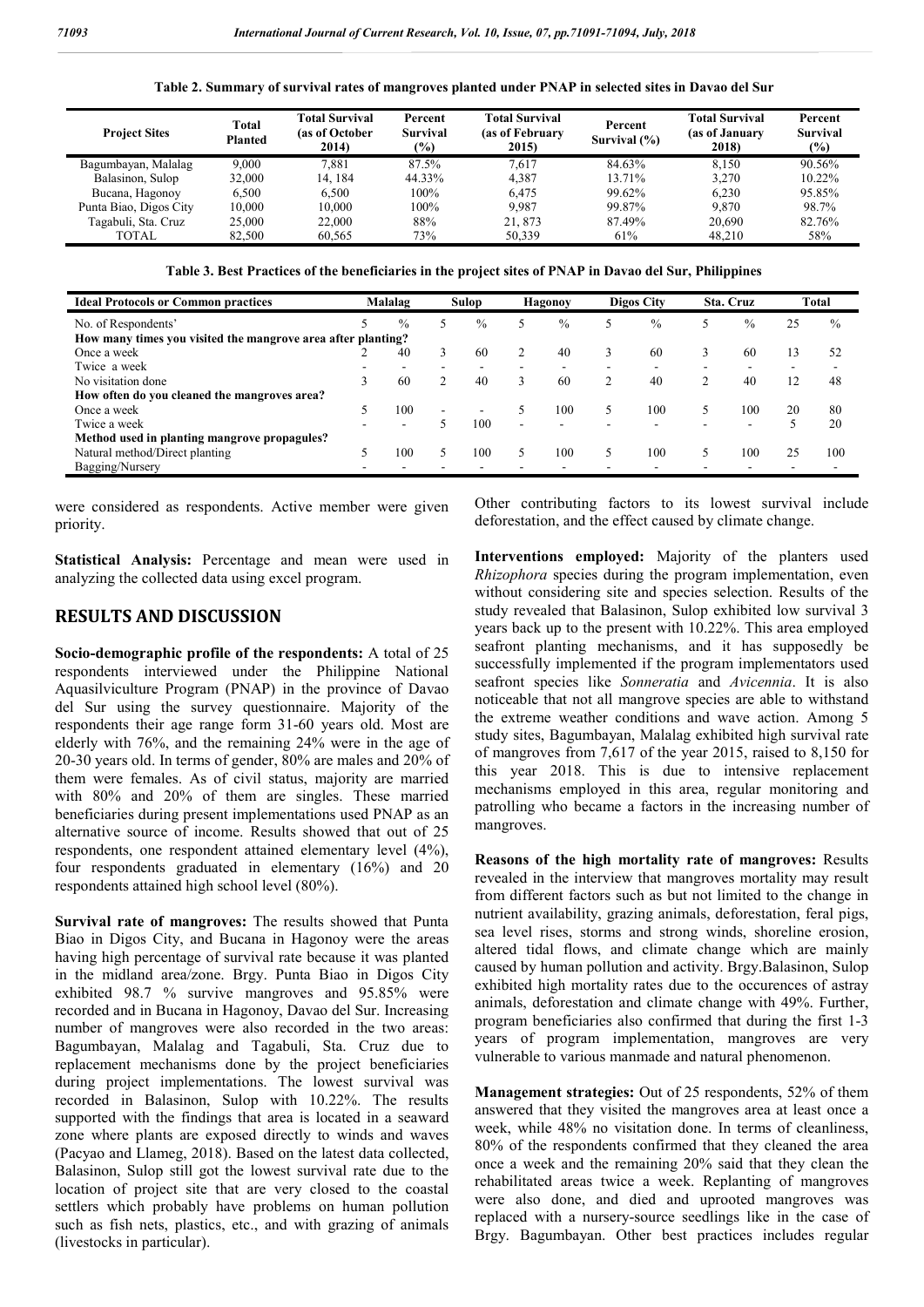**Table 2. Summary of survival rates of mangroves planted under PNAP in selected sites in Davao del Sur**

| Project Sites | Total Planted | Total Survival (as of October 2014) | Percent Survival (%) | Total Survival (as of February 2015) | Percent Survival (%) | Total Survival (as of January 2018) | Percent Survival (%) |
|---|---|---|---|---|---|---|---|
| Bagumbayan, Malalag | 9,000 | 7,881 | 87.5% | 7,617 | 84.63% | 8,150 | 90.56% |
| Balasinon, Sulop | 32,000 | 14, 184 | 44.33% | 4,387 | 13.71% | 3,270 | 10.22% |
| Bucana, Hagonoy | 6,500 | 6,500 | 100% | 6,475 | 99.62% | 6,230 | 95.85% |
| Punta Biao, Digos City | 10,000 | 10,000 | 100% | 9,987 | 99.87% | 9,870 | 98.7% |
| Tagabuli, Sta. Cruz | 25,000 | 22,000 | 88% | 21, 873 | 87.49% | 20,690 | 82.76% |
| TOTAL | 82,500 | 60,565 | 73% | 50,339 | 61% | 48,210 | 58% |

**Table 3. Best Practices of the beneficiaries in the project sites of PNAP in Davao del Sur, Philippines**

| Ideal Protocols or Common practices | Malalag | | Sulop | | Hagonoy | | Digos City | | Sta. Cruz | | Total | |
|---|---|---|---|---|---|---|---|---|---|---|---|---|
| No. of Respondents' | 5 | % | 5 | % | 5 | % | 5 | % | 5 | % | 25 | % |
| **How many times you visited the mangrove area after planting?** | | | | | | | | | | | | |
| Once a week | 2 | 40 | 3 | 60 | 2 | 40 | 3 | 60 | 3 | 60 | 13 | 52 |
| Twice a week | - | - | - | - | - | - | - | - | - | - | - | - |
| No visitation done | 3 | 60 | 2 | 40 | 3 | 60 | 2 | 40 | 2 | 40 | 12 | 48 |
| **How often do you cleaned the mangroves area?** | | | | | | | | | | | | |
| Once a week | 5 | 100 | - | - | 5 | 100 | 5 | 100 | 5 | 100 | 20 | 80 |
| Twice a week | - | - | 5 | 100 | - | - | - | - | - | - | 5 | 20 |
| **Method used in planting mangrove propagules?** | | | | | | | | | | | | |
| Natural method/Direct planting | 5 | 100 | 5 | 100 | 5 | 100 | 5 | 100 | 5 | 100 | 25 | 100 |
| Bagging/Nursery | - | - | - | - | - | - | - | - | - | - | - | - |

were considered as respondents. Active member were given priority.

**Statistical Analysis:** Percentage and mean were used in analyzing the collected data using excel program.

## RESULTS AND DISCUSSION

**Socio-demographic profile of the respondents:** A total of 25 respondents interviewed under the Philippine National Aquasilviculture Program (PNAP) in the province of Davao del Sur using the survey questionnaire. Majority of the respondents their age range form 31-60 years old. Most are elderly with 76%, and the remaining 24% were in the age of 20-30 years old. In terms of gender, 80% are males and 20% of them were females. As of civil status, majority are married with 80% and 20% of them are singles. These married beneficiaries during present implementations used PNAP as an alternative source of income. Results showed that out of 25 respondents, one respondent attained elementary level (4%), four respondents graduated in elementary (16%) and 20 respondents attained high school level (80%).

**Survival rate of mangroves:** The results showed that Punta Biao in Digos City, and Bucana in Hagonoy were the areas having high percentage of survival rate because it was planted in the midland area/zone. Brgy. Punta Biao in Digos City exhibited 98.7 % survive mangroves and 95.85% were recorded and in Bucana in Hagonoy, Davao del Sur. Increasing number of mangroves were also recorded in the two areas: Bagumbayan, Malalag and Tagabuli, Sta. Cruz due to replacement mechanisms done by the project beneficiaries during project implementations. The lowest survival was recorded in Balasinon, Sulop with 10.22%. The results supported with the findings that area is located in a seaward zone where plants are exposed directly to winds and waves (Pacyao and Llameg, 2018). Based on the latest data collected, Balasinon, Sulop still got the lowest survival rate due to the location of project site that are very closed to the coastal settlers which probably have problems on human pollution such as fish nets, plastics, etc., and with grazing of animals (livestocks in particular). Other contributing factors to its lowest survival include deforestation, and the effect caused by climate change.

**Interventions employed:** Majority of the planters used *Rhizophora* species during the program implementation, even without considering site and species selection. Results of the study revealed that Balasinon, Sulop exhibited low survival 3 years back up to the present with 10.22%. This area employed seafront planting mechanisms, and it has supposedly be successfully implemented if the program implementators used seafront species like *Sonneratia* and *Avicennia*. It is also noticeable that not all mangrove species are able to withstand the extreme weather conditions and wave action. Among 5 study sites, Bagumbayan, Malalag exhibited high survival rate of mangroves from 7,617 of the year 2015, raised to 8,150 for this year 2018. This is due to intensive replacement mechanisms employed in this area, regular monitoring and patrolling who became a factors in the increasing number of mangroves.

**Reasons of the high mortality rate of mangroves:** Results revealed in the interview that mangroves mortality may result from different factors such as but not limited to the change in nutrient availability, grazing animals, deforestation, feral pigs, sea level rises, storms and strong winds, shoreline erosion, altered tidal flows, and climate change which are mainly caused by human pollution and activity. Brgy.Balasinon, Sulop exhibited high mortality rates due to the occurences of astray animals, deforestation and climate change with 49%. Further, program beneficiaries also confirmed that during the first 1-3 years of program implementation, mangroves are very vulnerable to various manmade and natural phenomenon.

**Management strategies:** Out of 25 respondents, 52% of them answered that they visited the mangroves area at least once a week, while 48% no visitation done. In terms of cleanliness, 80% of the respondents confirmed that they cleaned the area once a week and the remaining 20% said that they clean the rehabilitated areas twice a week. Replanting of mangroves were also done, and died and uprooted mangroves was replaced with a nursery-source seedlings like in the case of Brgy. Bagumbayan. Other best practices includes regular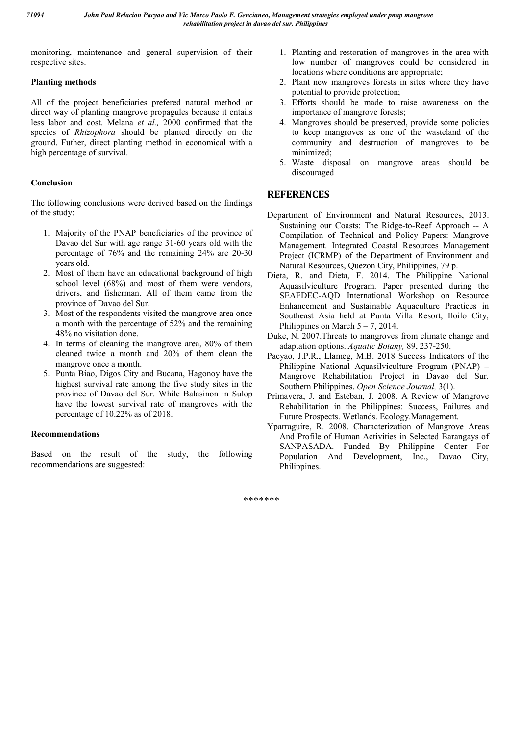monitoring, maintenance and general supervision of their respective sites.

**Planting methods**

All of the project beneficiaries prefered natural method or direct way of planting mangrove propagules because it entails less labor and cost. Melana *et al.,* 2000 confirmed that the species of *Rhizophora* should be planted directly on the ground. Futher, direct planting method in economical with a high percentage of survival.

**Conclusion**

The following conclusions were derived based on the findings of the study:

1. Majority of the PNAP beneficiaries of the province of Davao del Sur with age range 31-60 years old with the percentage of 76% and the remaining 24% are 20-30 years old.
2. Most of them have an educational background of high school level (68%) and most of them were vendors, drivers, and fisherman. All of them came from the province of Davao del Sur.
3. Most of the respondents visited the mangrove area once a month with the percentage of 52% and the remaining 48% no visitation done.
4. In terms of cleaning the mangrove area, 80% of them cleaned twice a month and 20% of them clean the mangrove once a month.
5. Punta Biao, Digos City and Bucana, Hagonoy have the highest survival rate among the five study sites in the province of Davao del Sur. While Balasinon in Sulop have the lowest survival rate of mangroves with the percentage of 10.22% as of 2018.

**Recommendations**

Based on the result of the study, the following recommendations are suggested:

1. Planting and restoration of mangroves in the area with low number of mangroves could be considered in locations where conditions are appropriate;
2. Plant new mangroves forests in sites where they have potential to provide protection;
3. Efforts should be made to raise awareness on the importance of mangrove forests;
4. Mangroves should be preserved, provide some policies to keep mangroves as one of the wasteland of the community and destruction of mangroves to be minimized;
5. Waste disposal on mangrove areas should be discouraged

## REFERENCES

Department of Environment and Natural Resources, 2013. Sustaining our Coasts: The Ridge-to-Reef Approach -- A Compilation of Technical and Policy Papers: Mangrove Management. Integrated Coastal Resources Management Project (ICRMP) of the Department of Environment and Natural Resources, Quezon City, Philippines, 79 p.

Dieta, R. and Dieta, F. 2014. The Philippine National Aquasilviculture Program. Paper presented during the SEAFDEC-AQD International Workshop on Resource Enhancement and Sustainable Aquaculture Practices in Southeast Asia held at Punta Villa Resort, Iloilo City, Philippines on March 5 – 7, 2014.

Duke, N. 2007.Threats to mangroves from climate change and adaptation options. *Aquatic Botany,* 89, 237-250.

Pacyao, J.P.R., Llameg, M.B. 2018 Success Indicators of the Philippine National Aquasilviculture Program (PNAP) – Mangrove Rehabilitation Project in Davao del Sur. Southern Philippines. *Open Science Journal,* 3(1).

Primavera, J. and Esteban, J. 2008. A Review of Mangrove Rehabilitation in the Philippines: Success, Failures and Future Prospects. Wetlands. Ecology.Management.

Yparraguire, R. 2008. Characterization of Mangrove Areas And Profile of Human Activities in Selected Barangays of SANPASADA. Funded By Philippine Center For Population And Development, Inc., Davao City, Philippines.

*******